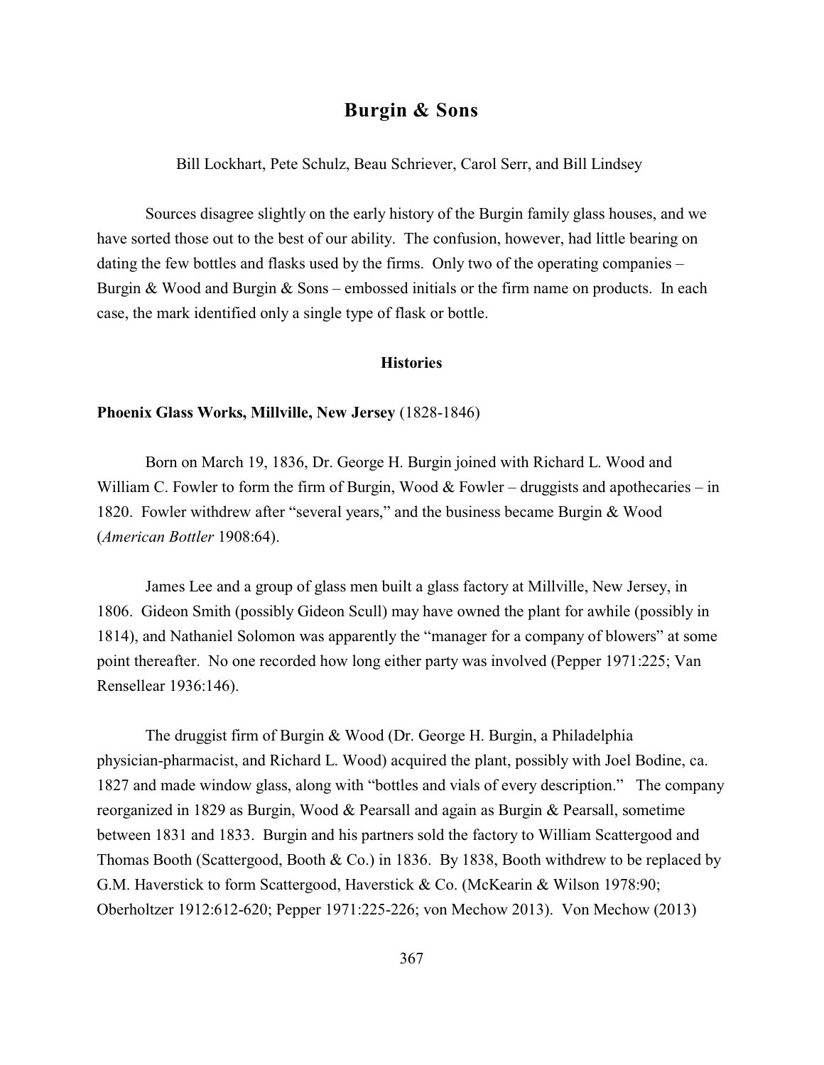# Burgin & Sons

Bill Lockhart, Pete Schulz, Beau Schriever, Carol Serr, and Bill Lindsey

Sources disagree slightly on the early history of the Burgin family glass houses, and we have sorted those out to the best of our ability. The confusion, however, had little bearing on dating the few bottles and flasks used by the firms. Only two of the operating companies – Burgin & Wood and Burgin & Sons – embossed initials or the firm name on products. In each case, the mark identified only a single type of flask or bottle.

## Histories

### Phoenix Glass Works, Millville, New Jersey (1828-1846)

Born on March 19, 1836, Dr. George H. Burgin joined with Richard L. Wood and William C. Fowler to form the firm of Burgin, Wood & Fowler – druggists and apothecaries – in 1820. Fowler withdrew after "several years," and the business became Burgin & Wood (*American Bottler* 1908:64).

James Lee and a group of glass men built a glass factory at Millville, New Jersey, in 1806. Gideon Smith (possibly Gideon Scull) may have owned the plant for awhile (possibly in 1814), and Nathaniel Solomon was apparently the "manager for a company of blowers" at some point thereafter. No one recorded how long either party was involved (Pepper 1971:225; Van Rensellear 1936:146).

The druggist firm of Burgin & Wood (Dr. George H. Burgin, a Philadelphia physician-pharmacist, and Richard L. Wood) acquired the plant, possibly with Joel Bodine, ca. 1827 and made window glass, along with "bottles and vials of every description." The company reorganized in 1829 as Burgin, Wood & Pearsall and again as Burgin & Pearsall, sometime between 1831 and 1833. Burgin and his partners sold the factory to William Scattergood and Thomas Booth (Scattergood, Booth & Co.) in 1836. By 1838, Booth withdrew to be replaced by G.M. Haverstick to form Scattergood, Haverstick & Co. (McKearin & Wilson 1978:90; Oberholtzer 1912:612-620; Pepper 1971:225-226; von Mechow 2013). Von Mechow (2013)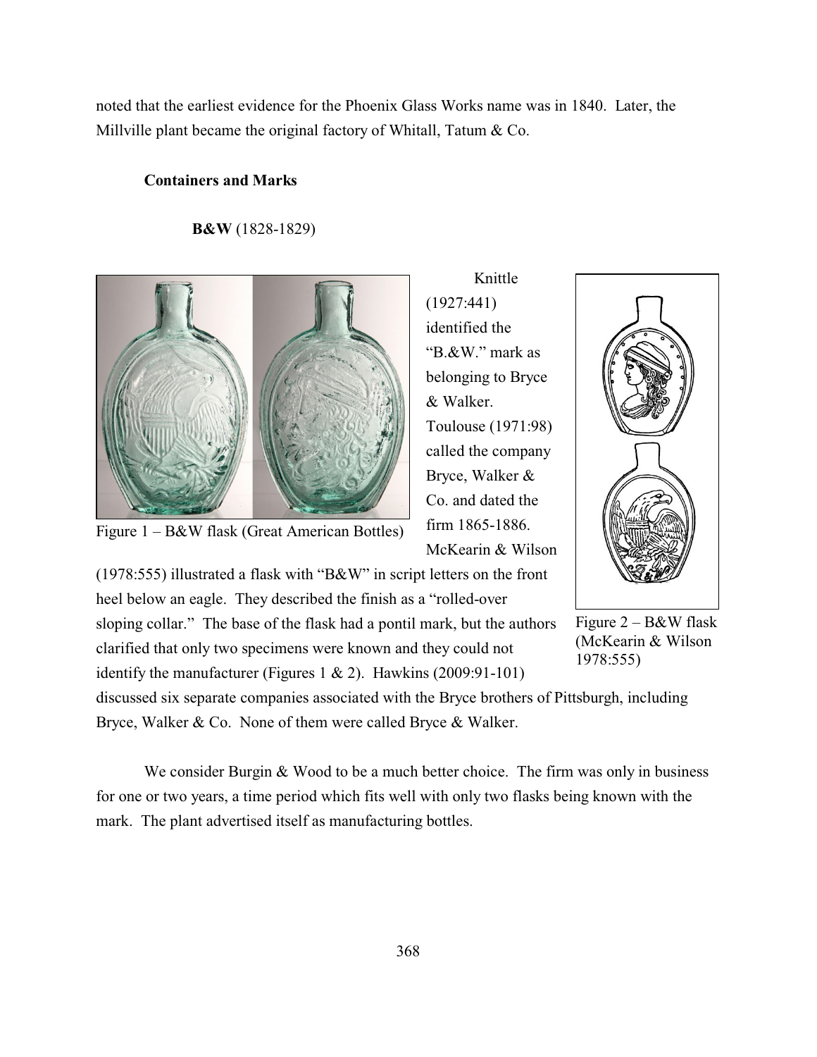noted that the earliest evidence for the Phoenix Glass Works name was in 1840. Later, the Millville plant became the original factory of Whitall, Tatum & Co.

## Containers and Marks

### B&W (1828-1829)

Figure 1 – B&W flask (Great American Bottles)

Figure 2 – B&W flask (McKearin & Wilson 1978:555)

Knittle (1927:441) identified the "B.&W." mark as belonging to Bryce & Walker. Toulouse (1971:98) called the company Bryce, Walker & Co. and dated the firm 1865-1886. McKearin & Wilson (1978:555) illustrated a flask with "B&W" in script letters on the front heel below an eagle. They described the finish as a "rolled-over sloping collar." The base of the flask had a pontil mark, but the authors clarified that only two specimens were known and they could not identify the manufacturer (Figures 1 & 2). Hawkins (2009:91-101) discussed six separate companies associated with the Bryce brothers of Pittsburgh, including Bryce, Walker & Co. None of them were called Bryce & Walker.

We consider Burgin & Wood to be a much better choice. The firm was only in business for one or two years, a time period which fits well with only two flasks being known with the mark. The plant advertised itself as manufacturing bottles.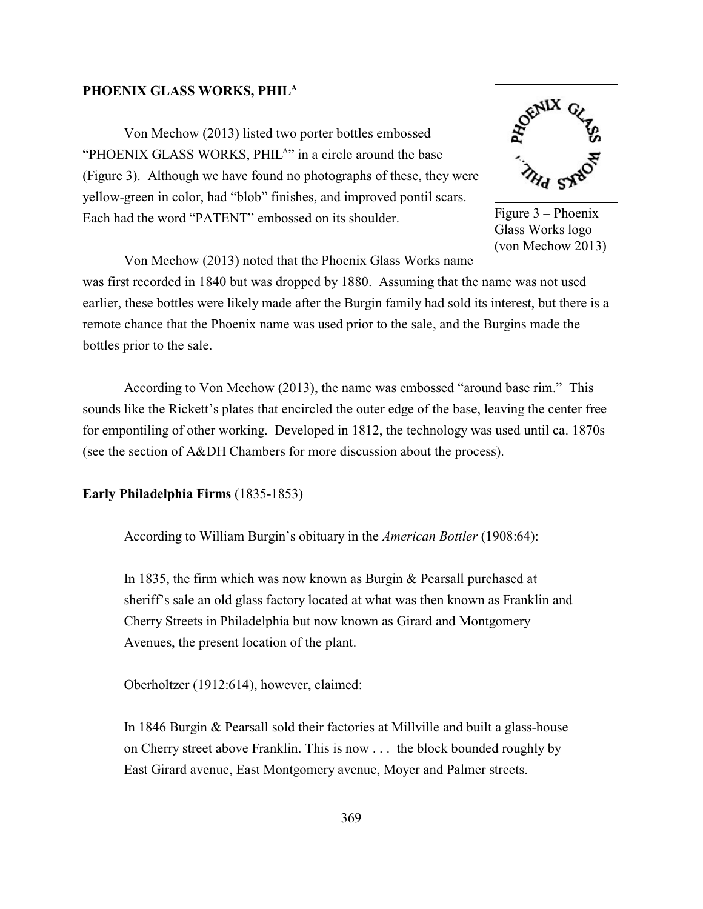**PHOENIX GLASS WORKS, PHIL[A]**

Von Mechow (2013) listed two porter bottles embossed "PHOENIX GLASS WORKS, PHIL[A]" in a circle around the base (Figure 3). Although we have found no photographs of these, they were yellow-green in color, had "blob" finishes, and improved pontil scars. Each had the word "PATENT" embossed on its shoulder.

Figure 3 – Phoenix Glass Works logo (von Mechow 2013)

Von Mechow (2013) noted that the Phoenix Glass Works name was first recorded in 1840 but was dropped by 1880. Assuming that the name was not used earlier, these bottles were likely made after the Burgin family had sold its interest, but there is a remote chance that the Phoenix name was used prior to the sale, and the Burgins made the bottles prior to the sale.

According to Von Mechow (2013), the name was embossed "around base rim." This sounds like the Rickett's plates that encircled the outer edge of the base, leaving the center free for empontiling of other working. Developed in 1812, the technology was used until ca. 1870s (see the section of A&DH Chambers for more discussion about the process).

**Early Philadelphia Firms** (1835-1853)

According to William Burgin's obituary in the *American Bottler* (1908:64):

> In 1835, the firm which was now known as Burgin & Pearsall purchased at sheriff's sale an old glass factory located at what was then known as Franklin and Cherry Streets in Philadelphia but now known as Girard and Montgomery Avenues, the present location of the plant.

Oberholtzer (1912:614), however, claimed:

> In 1846 Burgin & Pearsall sold their factories at Millville and built a glass-house on Cherry street above Franklin. This is now . . . the block bounded roughly by East Girard avenue, East Montgomery avenue, Moyer and Palmer streets.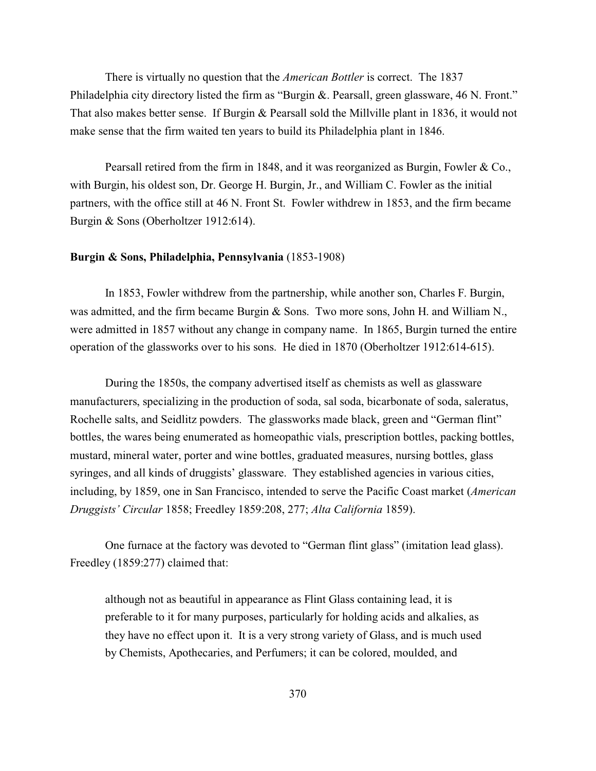There is virtually no question that the *American Bottler* is correct. The 1837 Philadelphia city directory listed the firm as "Burgin &. Pearsall, green glassware, 46 N. Front." That also makes better sense. If Burgin & Pearsall sold the Millville plant in 1836, it would not make sense that the firm waited ten years to build its Philadelphia plant in 1846.

Pearsall retired from the firm in 1848, and it was reorganized as Burgin, Fowler & Co., with Burgin, his oldest son, Dr. George H. Burgin, Jr., and William C. Fowler as the initial partners, with the office still at 46 N. Front St. Fowler withdrew in 1853, and the firm became Burgin & Sons (Oberholtzer 1912:614).

**Burgin & Sons, Philadelphia, Pennsylvania** (1853-1908)

In 1853, Fowler withdrew from the partnership, while another son, Charles F. Burgin, was admitted, and the firm became Burgin & Sons. Two more sons, John H. and William N., were admitted in 1857 without any change in company name. In 1865, Burgin turned the entire operation of the glassworks over to his sons. He died in 1870 (Oberholtzer 1912:614-615).

During the 1850s, the company advertised itself as chemists as well as glassware manufacturers, specializing in the production of soda, sal soda, bicarbonate of soda, saleratus, Rochelle salts, and Seidlitz powders. The glassworks made black, green and "German flint" bottles, the wares being enumerated as homeopathic vials, prescription bottles, packing bottles, mustard, mineral water, porter and wine bottles, graduated measures, nursing bottles, glass syringes, and all kinds of druggists' glassware. They established agencies in various cities, including, by 1859, one in San Francisco, intended to serve the Pacific Coast market (*American Druggists' Circular* 1858; Freedley 1859:208, 277; *Alta California* 1859).

One furnace at the factory was devoted to "German flint glass" (imitation lead glass). Freedley (1859:277) claimed that:

> although not as beautiful in appearance as Flint Glass containing lead, it is preferable to it for many purposes, particularly for holding acids and alkalies, as they have no effect upon it. It is a very strong variety of Glass, and is much used by Chemists, Apothecaries, and Perfumers; it can be colored, moulded, and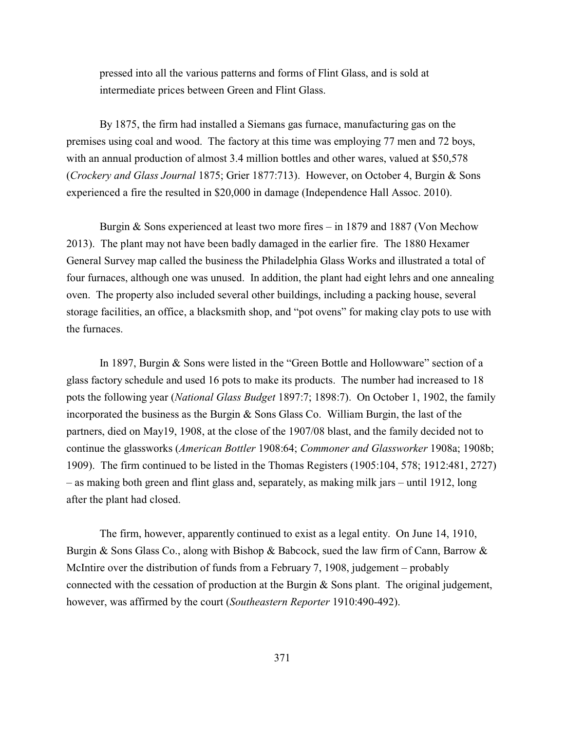pressed into all the various patterns and forms of Flint Glass, and is sold at intermediate prices between Green and Flint Glass.

By 1875, the firm had installed a Siemans gas furnace, manufacturing gas on the premises using coal and wood. The factory at this time was employing 77 men and 72 boys, with an annual production of almost 3.4 million bottles and other wares, valued at $50,578 (*Crockery and Glass Journal* 1875; Grier 1877:713). However, on October 4, Burgin & Sons experienced a fire the resulted in $20,000 in damage (Independence Hall Assoc. 2010).

Burgin & Sons experienced at least two more fires – in 1879 and 1887 (Von Mechow 2013). The plant may not have been badly damaged in the earlier fire. The 1880 Hexamer General Survey map called the business the Philadelphia Glass Works and illustrated a total of four furnaces, although one was unused. In addition, the plant had eight lehrs and one annealing oven. The property also included several other buildings, including a packing house, several storage facilities, an office, a blacksmith shop, and "pot ovens" for making clay pots to use with the furnaces.

In 1897, Burgin & Sons were listed in the "Green Bottle and Hollowware" section of a glass factory schedule and used 16 pots to make its products. The number had increased to 18 pots the following year (*National Glass Budget* 1897:7; 1898:7). On October 1, 1902, the family incorporated the business as the Burgin & Sons Glass Co. William Burgin, the last of the partners, died on May19, 1908, at the close of the 1907/08 blast, and the family decided not to continue the glassworks (*American Bottler* 1908:64; *Commoner and Glassworker* 1908a; 1908b; 1909). The firm continued to be listed in the Thomas Registers (1905:104, 578; 1912:481, 2727) – as making both green and flint glass and, separately, as making milk jars – until 1912, long after the plant had closed.

The firm, however, apparently continued to exist as a legal entity. On June 14, 1910, Burgin & Sons Glass Co., along with Bishop & Babcock, sued the law firm of Cann, Barrow & McIntire over the distribution of funds from a February 7, 1908, judgement – probably connected with the cessation of production at the Burgin & Sons plant. The original judgement, however, was affirmed by the court (*Southeastern Reporter* 1910:490-492).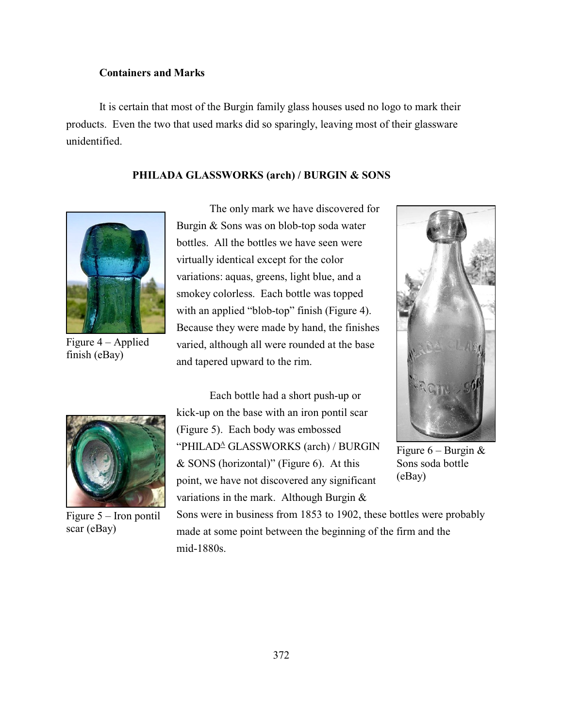### Containers and Marks

It is certain that most of the Burgin family glass houses used no logo to mark their products. Even the two that used marks did so sparingly, leaving most of their glassware unidentified.

#### PHILADA GLASSWORKS (arch) / BURGIN & SONS

Figure 4 – Applied finish (eBay)

The only mark we have discovered for Burgin & Sons was on blob-top soda water bottles. All the bottles we have seen were virtually identical except for the color variations: aquas, greens, light blue, and a smokey colorless. Each bottle was topped with an applied "blob-top" finish (Figure 4). Because they were made by hand, the finishes varied, although all were rounded at the base and tapered upward to the rim.

Figure 6 – Burgin & Sons soda bottle (eBay)

Figure 5 – Iron pontil scar (eBay)

Each bottle had a short push-up or kick-up on the base with an iron pontil scar (Figure 5). Each body was embossed "PHILAD^A^ GLASSWORKS (arch) / BURGIN & SONS (horizontal)" (Figure 6). At this point, we have not discovered any significant variations in the mark. Although Burgin & Sons were in business from 1853 to 1902, these bottles were probably made at some point between the beginning of the firm and the mid-1880s.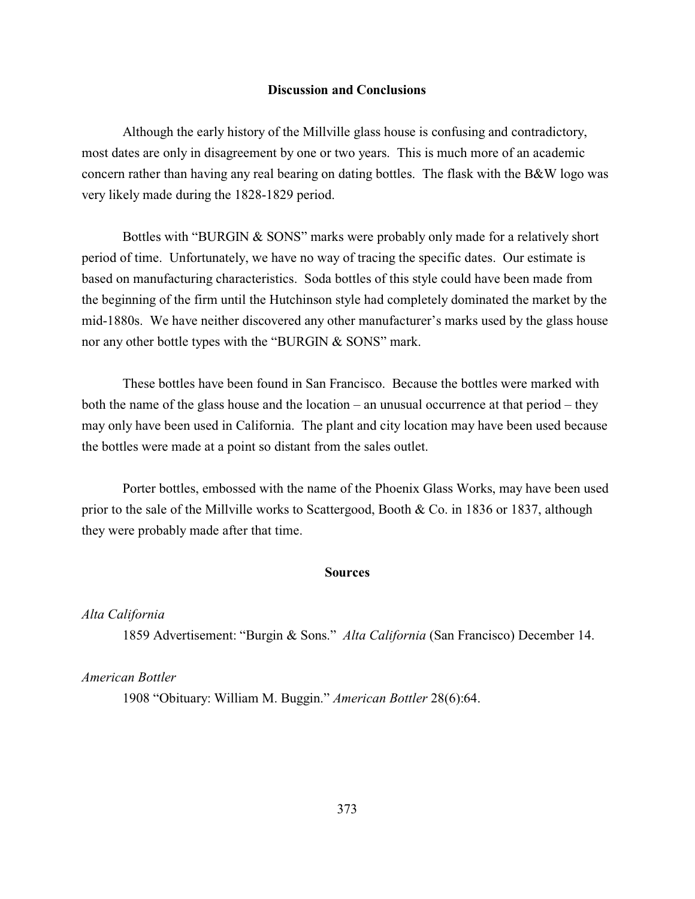## Discussion and Conclusions

Although the early history of the Millville glass house is confusing and contradictory, most dates are only in disagreement by one or two years. This is much more of an academic concern rather than having any real bearing on dating bottles. The flask with the B&W logo was very likely made during the 1828-1829 period.

Bottles with "BURGIN & SONS" marks were probably only made for a relatively short period of time. Unfortunately, we have no way of tracing the specific dates. Our estimate is based on manufacturing characteristics. Soda bottles of this style could have been made from the beginning of the firm until the Hutchinson style had completely dominated the market by the mid-1880s. We have neither discovered any other manufacturer's marks used by the glass house nor any other bottle types with the "BURGIN & SONS" mark.

These bottles have been found in San Francisco. Because the bottles were marked with both the name of the glass house and the location – an unusual occurrence at that period – they may only have been used in California. The plant and city location may have been used because the bottles were made at a point so distant from the sales outlet.

Porter bottles, embossed with the name of the Phoenix Glass Works, may have been used prior to the sale of the Millville works to Scattergood, Booth & Co. in 1836 or 1837, although they were probably made after that time.

## Sources

*Alta California*

1859 Advertisement: "Burgin & Sons." *Alta California* (San Francisco) December 14.

*American Bottler*

1908 "Obituary: William M. Buggin." *American Bottler* 28(6):64.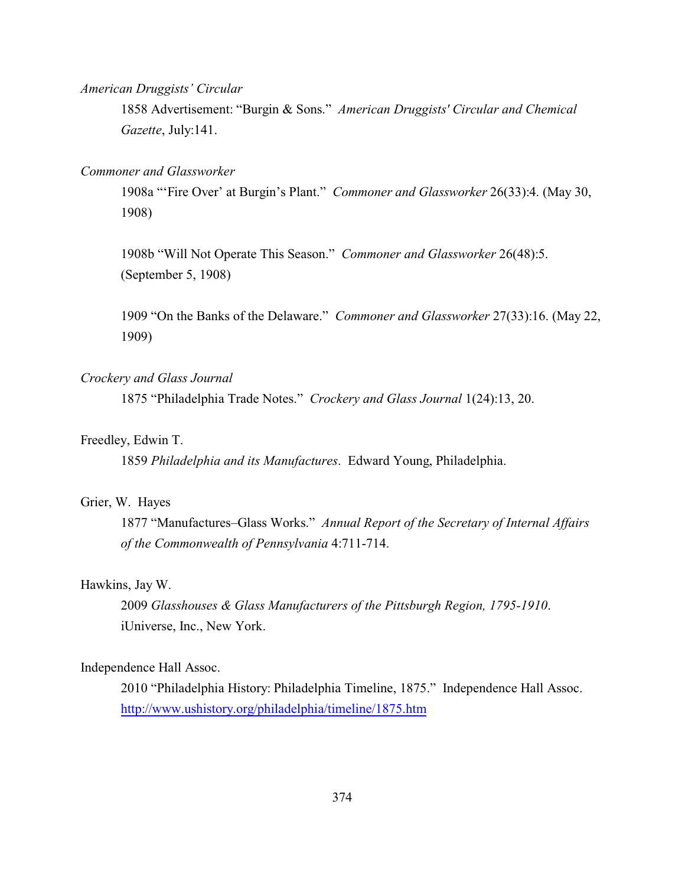*American Druggists' Circular*

1858 Advertisement: "Burgin & Sons." *American Druggists' Circular and Chemical Gazette*, July:141.

*Commoner and Glassworker*

1908a "'Fire Over' at Burgin's Plant." *Commoner and Glassworker* 26(33):4. (May 30, 1908)

1908b "Will Not Operate This Season." *Commoner and Glassworker* 26(48):5. (September 5, 1908)

1909 "On the Banks of the Delaware." *Commoner and Glassworker* 27(33):16. (May 22, 1909)

*Crockery and Glass Journal*

1875 "Philadelphia Trade Notes." *Crockery and Glass Journal* 1(24):13, 20.

Freedley, Edwin T.

1859 *Philadelphia and its Manufactures*. Edward Young, Philadelphia.

Grier, W. Hayes

1877 "Manufactures–Glass Works." *Annual Report of the Secretary of Internal Affairs of the Commonwealth of Pennsylvania* 4:711-714.

Hawkins, Jay W.

2009 *Glasshouses & Glass Manufacturers of the Pittsburgh Region, 1795-1910*. iUniverse, Inc., New York.

Independence Hall Assoc.

2010 "Philadelphia History: Philadelphia Timeline, 1875." Independence Hall Assoc. http://www.ushistory.org/philadelphia/timeline/1875.htm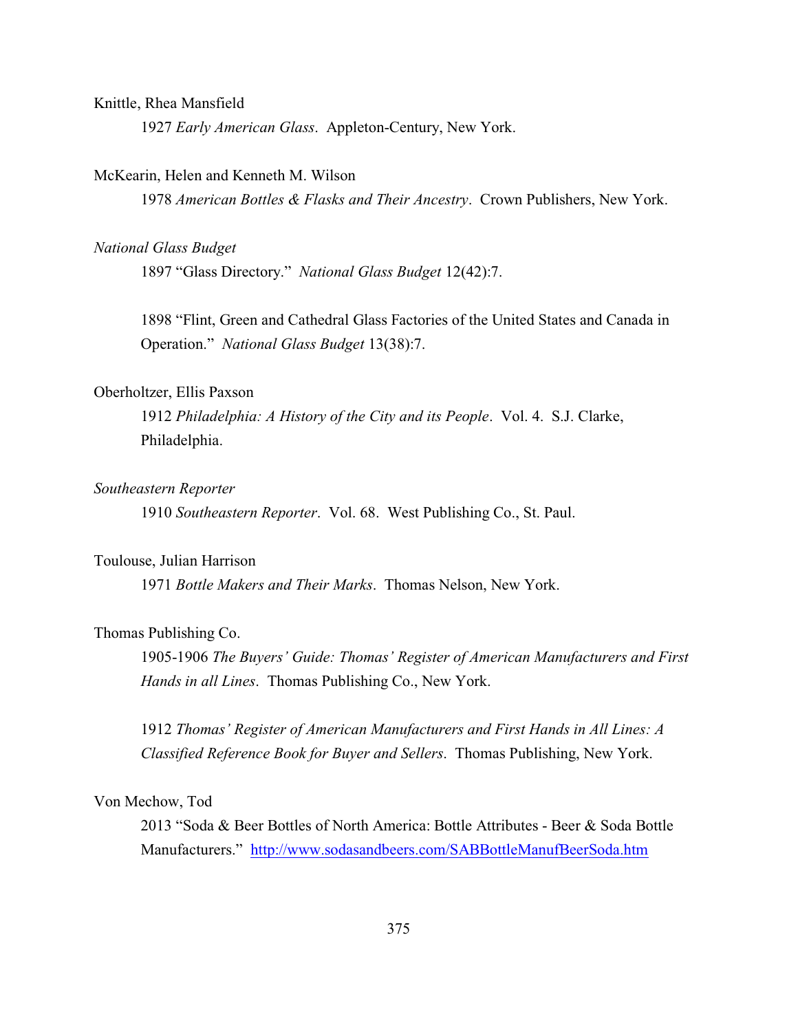Knittle, Rhea Mansfield

1927 *Early American Glass*. Appleton-Century, New York.

McKearin, Helen and Kenneth M. Wilson

1978 *American Bottles & Flasks and Their Ancestry*. Crown Publishers, New York.

*National Glass Budget*

1897 "Glass Directory." *National Glass Budget* 12(42):7.

1898 "Flint, Green and Cathedral Glass Factories of the United States and Canada in Operation." *National Glass Budget* 13(38):7.

Oberholtzer, Ellis Paxson

1912 *Philadelphia: A History of the City and its People*. Vol. 4. S.J. Clarke, Philadelphia.

*Southeastern Reporter*

1910 *Southeastern Reporter*. Vol. 68. West Publishing Co., St. Paul.

Toulouse, Julian Harrison

1971 *Bottle Makers and Their Marks*. Thomas Nelson, New York.

Thomas Publishing Co.

1905-1906 *The Buyers' Guide: Thomas' Register of American Manufacturers and First Hands in all Lines*. Thomas Publishing Co., New York.

1912 *Thomas' Register of American Manufacturers and First Hands in All Lines: A Classified Reference Book for Buyer and Sellers*. Thomas Publishing, New York.

Von Mechow, Tod

2013 "Soda & Beer Bottles of North America: Bottle Attributes - Beer & Soda Bottle Manufacturers." [http://www.sodasandbeers.com/SABBottleManufBeerSoda.htm](http://www.sodasandbeers.com/SABBottleManufBeerSoda.htm)